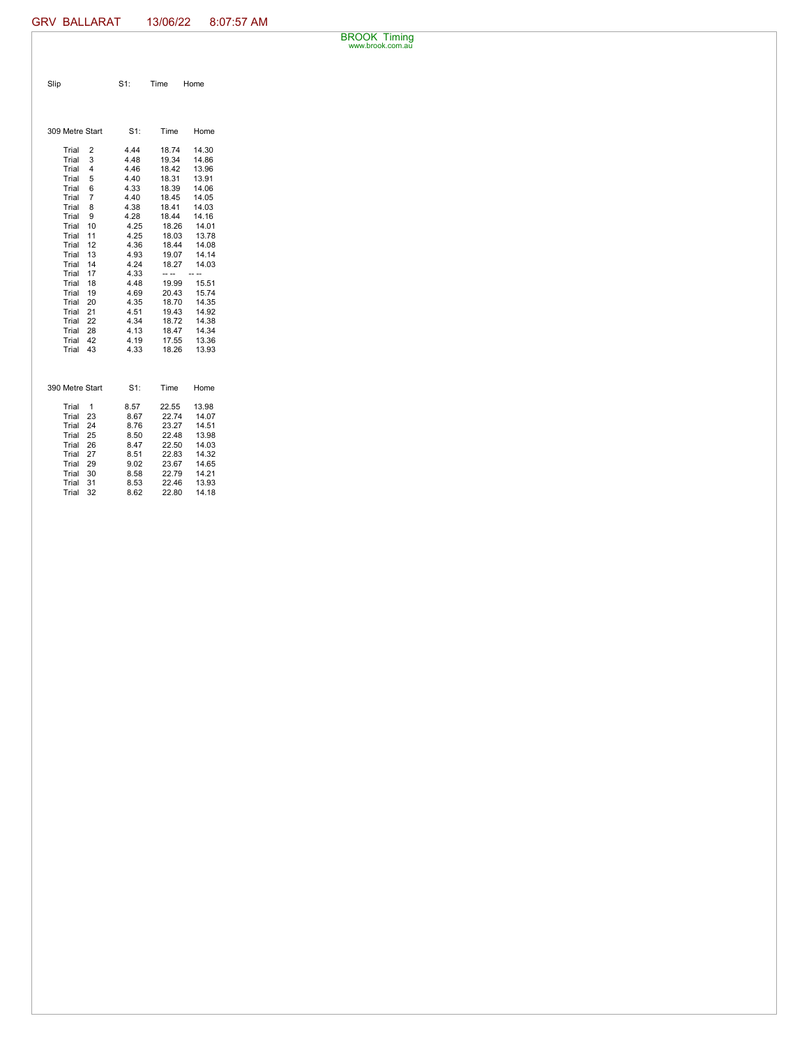GRV BALLARAT 13/06/22 8:07:57 AM

BROOK Timing
www.brook.com.au

| Slip | S1: | Time | Home |
|---|---|---|---|

| 309 Metre Start | S1: | Time | Home |
|---|---|---|---|
| Trial 2 | 4.44 | 18.74 | 14.30 |
| Trial 3 | 4.48 | 19.34 | 14.86 |
| Trial 4 | 4.46 | 18.42 | 13.96 |
| Trial 5 | 4.40 | 18.31 | 13.91 |
| Trial 6 | 4.33 | 18.39 | 14.06 |
| Trial 7 | 4.40 | 18.45 | 14.05 |
| Trial 8 | 4.38 | 18.41 | 14.03 |
| Trial 9 | 4.28 | 18.44 | 14.16 |
| Trial 10 | 4.25 | 18.26 | 14.01 |
| Trial 11 | 4.25 | 18.03 | 13.78 |
| Trial 12 | 4.36 | 18.44 | 14.08 |
| Trial 13 | 4.93 | 19.07 | 14.14 |
| Trial 14 | 4.24 | 18.27 | 14.03 |
| Trial 17 | 4.33 | -- -- | -- -- |
| Trial 18 | 4.48 | 19.99 | 15.51 |
| Trial 19 | 4.69 | 20.43 | 15.74 |
| Trial 20 | 4.35 | 18.70 | 14.35 |
| Trial 21 | 4.51 | 19.43 | 14.92 |
| Trial 22 | 4.34 | 18.72 | 14.38 |
| Trial 28 | 4.13 | 18.47 | 14.34 |
| Trial 42 | 4.19 | 17.55 | 13.36 |
| Trial 43 | 4.33 | 18.26 | 13.93 |

| 390 Metre Start | S1: | Time | Home |
|---|---|---|---|
| Trial 1 | 8.57 | 22.55 | 13.98 |
| Trial 23 | 8.67 | 22.74 | 14.07 |
| Trial 24 | 8.76 | 23.27 | 14.51 |
| Trial 25 | 8.50 | 22.48 | 13.98 |
| Trial 26 | 8.47 | 22.50 | 14.03 |
| Trial 27 | 8.51 | 22.83 | 14.32 |
| Trial 29 | 9.02 | 23.67 | 14.65 |
| Trial 30 | 8.58 | 22.79 | 14.21 |
| Trial 31 | 8.53 | 22.46 | 13.93 |
| Trial 32 | 8.62 | 22.80 | 14.18 |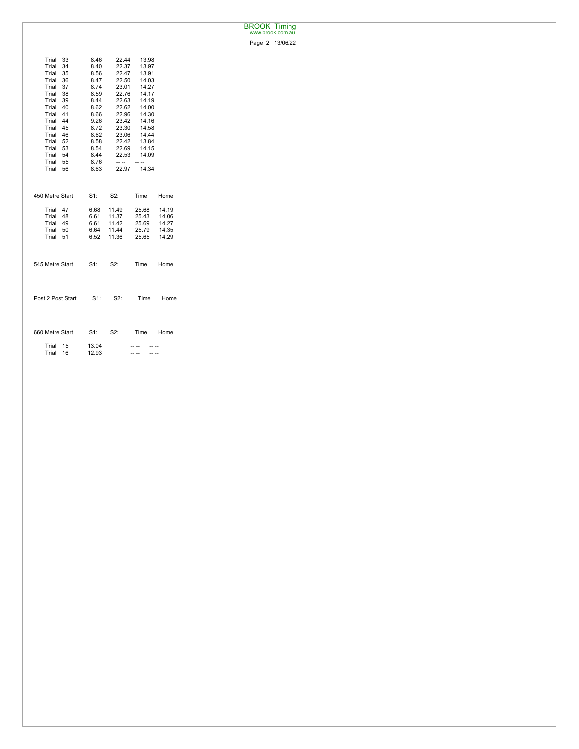| | | | |
|---|---|---|---|
| Trial 33 | 8.46 | 22.44 | 13.98 |
| Trial 34 | 8.40 | 22.37 | 13.97 |
| Trial 35 | 8.56 | 22.47 | 13.91 |
| Trial 36 | 8.47 | 22.50 | 14.03 |
| Trial 37 | 8.74 | 23.01 | 14.27 |
| Trial 38 | 8.59 | 22.76 | 14.17 |
| Trial 39 | 8.44 | 22.63 | 14.19 |
| Trial 40 | 8.62 | 22.62 | 14.00 |
| Trial 41 | 8.66 | 22.96 | 14.30 |
| Trial 44 | 9.26 | 23.42 | 14.16 |
| Trial 45 | 8.72 | 23.30 | 14.58 |
| Trial 46 | 8.62 | 23.06 | 14.44 |
| Trial 52 | 8.58 | 22.42 | 13.84 |
| Trial 53 | 8.54 | 22.69 | 14.15 |
| Trial 54 | 8.44 | 22.53 | 14.09 |
| Trial 55 | 8.76 | -- -- | -- -- |
| Trial 56 | 8.63 | 22.97 | 14.34 |

| 450 Metre Start | S1: | S2: | Time | Home |
|---|---|---|---|---|
| Trial 47 | 6.68 | 11.49 | 25.68 | 14.19 |
| Trial 48 | 6.61 | 11.37 | 25.43 | 14.06 |
| Trial 49 | 6.61 | 11.42 | 25.69 | 14.27 |
| Trial 50 | 6.64 | 11.44 | 25.79 | 14.35 |
| Trial 51 | 6.52 | 11.36 | 25.65 | 14.29 |

| 545 Metre Start | S1: | S2: | Time | Home |
|---|---|---|---|---|

| Post 2 Post Start | S1: | S2: | Time | Home |
|---|---|---|---|---|

| 660 Metre Start | S1: | S2: | Time | Home |
|---|---|---|---|---|
| Trial 15 | 13.04 | | -- -- | -- -- |
| Trial 16 | 12.93 | | -- -- | -- -- |